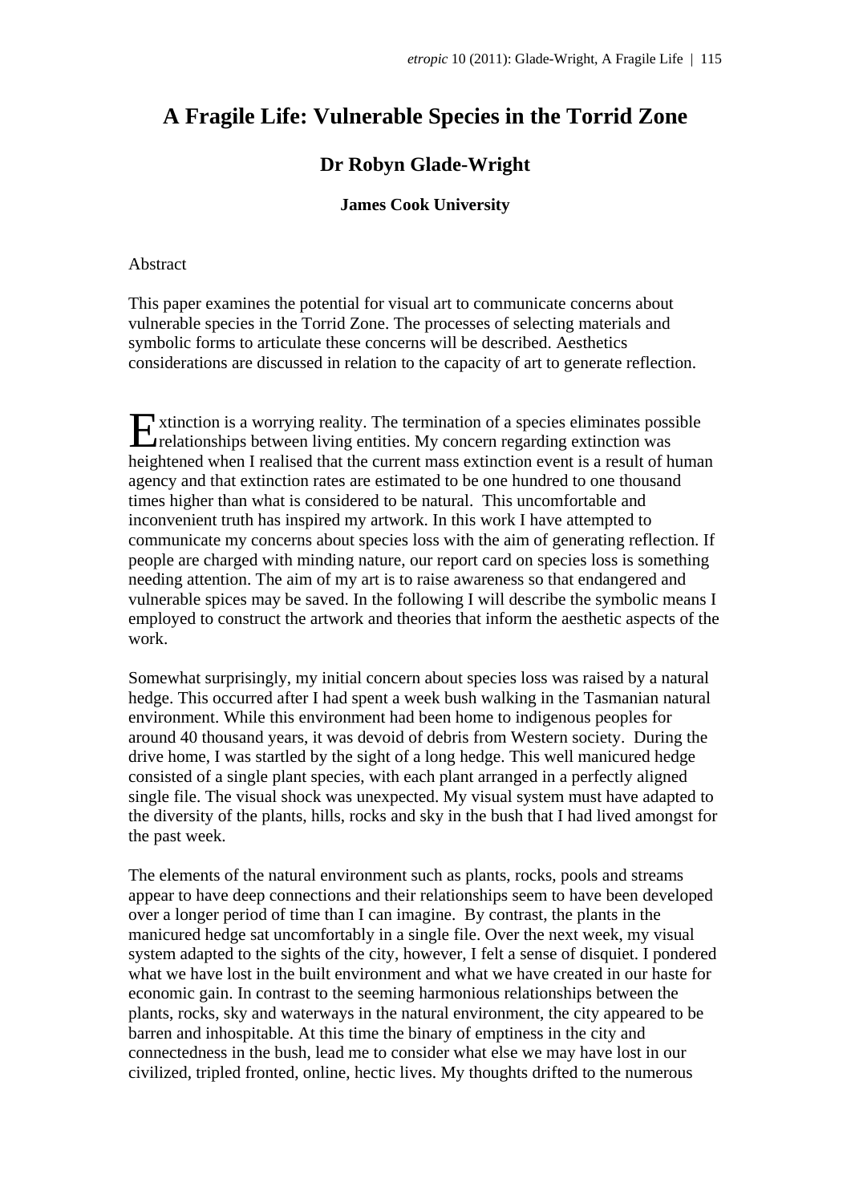# A Fragile Life: Vulnerable Species in the Torrid Zone

## Dr Robyn Glade-Wright

### James Cook University

Abstract

This paper examines the potential for visual art to communicate concerns about vulnerable species in the Torrid Zone. The processes of selecting materials and symbolic forms to articulate these concerns will be described. Aesthetics considerations are discussed in relation to the capacity of art to generate reflection.

Extinction is a worrying reality. The termination of a species eliminates possible relationships between living entities. My concern regarding extinction was heightened when I realised that the current mass extinction event is a result of human agency and that extinction rates are estimated to be one hundred to one thousand times higher than what is considered to be natural. This uncomfortable and inconvenient truth has inspired my artwork. In this work I have attempted to communicate my concerns about species loss with the aim of generating reflection. If people are charged with minding nature, our report card on species loss is something needing attention. The aim of my art is to raise awareness so that endangered and vulnerable spices may be saved. In the following I will describe the symbolic means I employed to construct the artwork and theories that inform the aesthetic aspects of the work.

Somewhat surprisingly, my initial concern about species loss was raised by a natural hedge. This occurred after I had spent a week bush walking in the Tasmanian natural environment. While this environment had been home to indigenous peoples for around 40 thousand years, it was devoid of debris from Western society. During the drive home, I was startled by the sight of a long hedge. This well manicured hedge consisted of a single plant species, with each plant arranged in a perfectly aligned single file. The visual shock was unexpected. My visual system must have adapted to the diversity of the plants, hills, rocks and sky in the bush that I had lived amongst for the past week.

The elements of the natural environment such as plants, rocks, pools and streams appear to have deep connections and their relationships seem to have been developed over a longer period of time than I can imagine. By contrast, the plants in the manicured hedge sat uncomfortably in a single file. Over the next week, my visual system adapted to the sights of the city, however, I felt a sense of disquiet. I pondered what we have lost in the built environment and what we have created in our haste for economic gain. In contrast to the seeming harmonious relationships between the plants, rocks, sky and waterways in the natural environment, the city appeared to be barren and inhospitable. At this time the binary of emptiness in the city and connectedness in the bush, lead me to consider what else we may have lost in our civilized, tripled fronted, online, hectic lives. My thoughts drifted to the numerous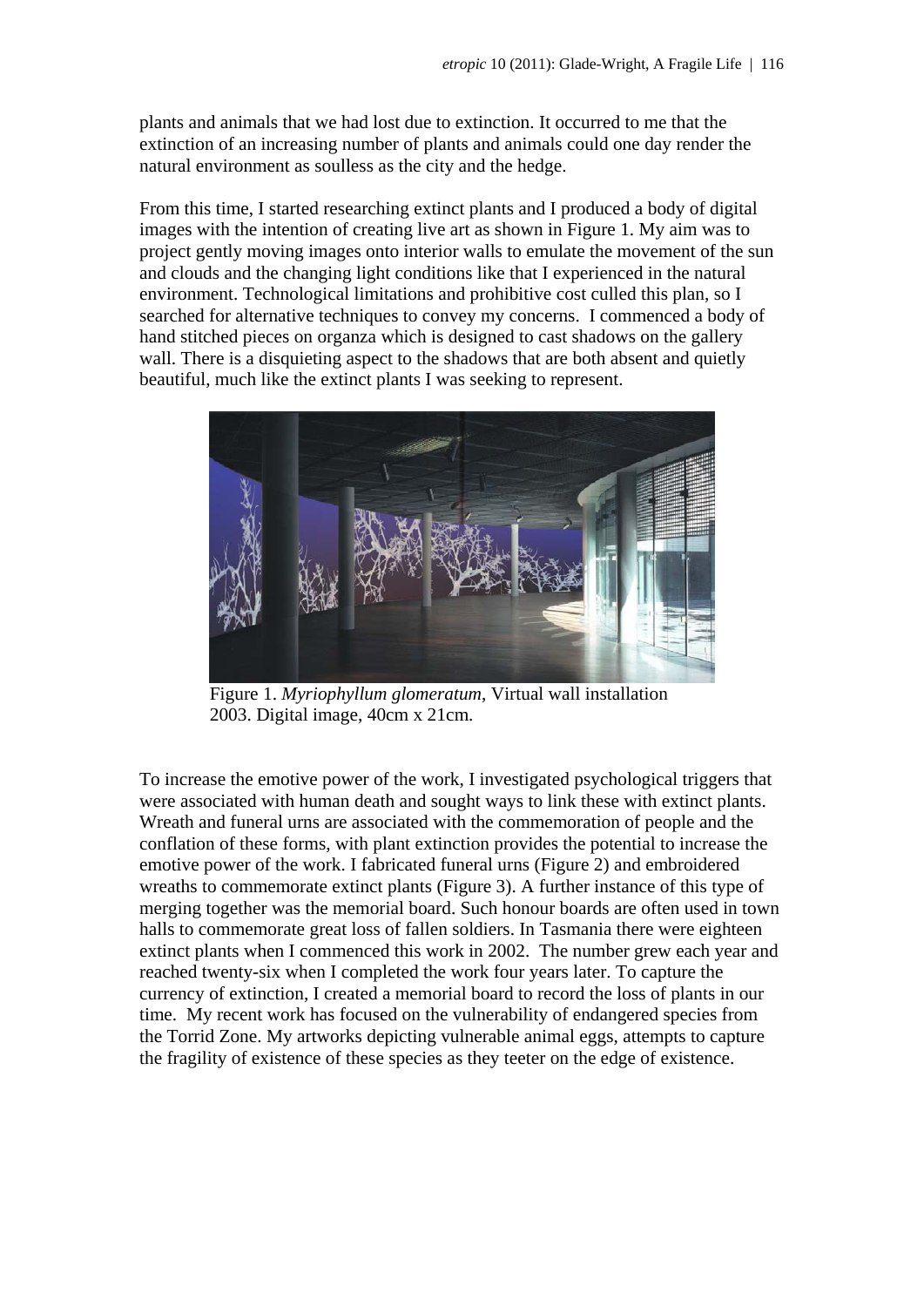plants and animals that we had lost due to extinction. It occurred to me that the extinction of an increasing number of plants and animals could one day render the natural environment as soulless as the city and the hedge.

From this time, I started researching extinct plants and I produced a body of digital images with the intention of creating live art as shown in Figure 1. My aim was to project gently moving images onto interior walls to emulate the movement of the sun and clouds and the changing light conditions like that I experienced in the natural environment. Technological limitations and prohibitive cost culled this plan, so I searched for alternative techniques to convey my concerns. I commenced a body of hand stitched pieces on organza which is designed to cast shadows on the gallery wall. There is a disquieting aspect to the shadows that are both absent and quietly beautiful, much like the extinct plants I was seeking to represent.

Figure 1. *Myriophyllum glomeratum*, Virtual wall installation 2003. Digital image, 40cm x 21cm.

To increase the emotive power of the work, I investigated psychological triggers that were associated with human death and sought ways to link these with extinct plants. Wreath and funeral urns are associated with the commemoration of people and the conflation of these forms, with plant extinction provides the potential to increase the emotive power of the work. I fabricated funeral urns (Figure 2) and embroidered wreaths to commemorate extinct plants (Figure 3). A further instance of this type of merging together was the memorial board. Such honour boards are often used in town halls to commemorate great loss of fallen soldiers. In Tasmania there were eighteen extinct plants when I commenced this work in 2002. The number grew each year and reached twenty-six when I completed the work four years later. To capture the currency of extinction, I created a memorial board to record the loss of plants in our time. My recent work has focused on the vulnerability of endangered species from the Torrid Zone. My artworks depicting vulnerable animal eggs, attempts to capture the fragility of existence of these species as they teeter on the edge of existence.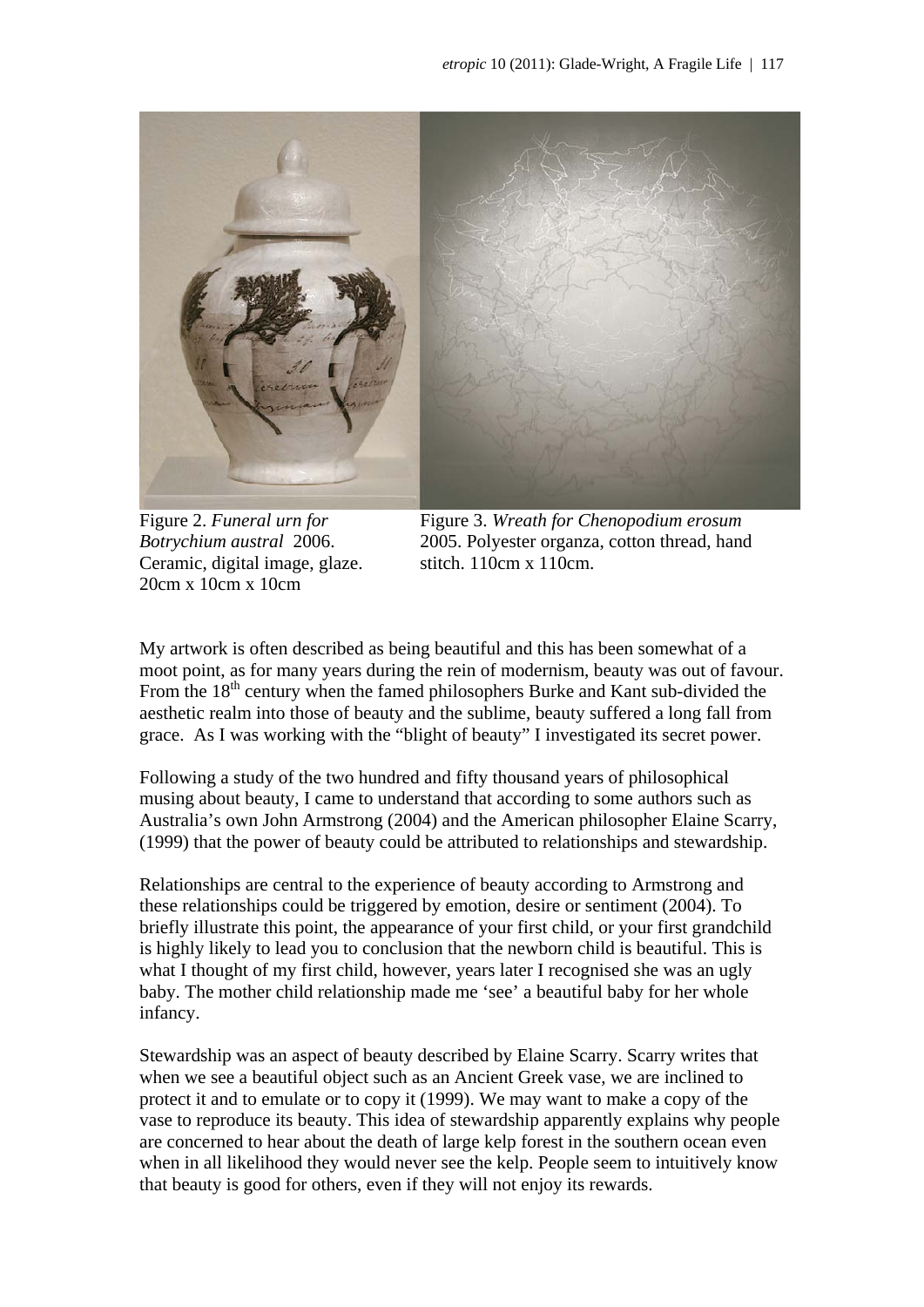Figure 2. *Funeral urn for Botrychium austral* 2006. Ceramic, digital image, glaze. 20cm x 10cm x 10cm

Figure 3. *Wreath for Chenopodium erosum* 2005. Polyester organza, cotton thread, hand stitch. 110cm x 110cm.

My artwork is often described as being beautiful and this has been somewhat of a moot point, as for many years during the rein of modernism, beauty was out of favour. From the 18th century when the famed philosophers Burke and Kant sub-divided the aesthetic realm into those of beauty and the sublime, beauty suffered a long fall from grace. As I was working with the "blight of beauty" I investigated its secret power.

Following a study of the two hundred and fifty thousand years of philosophical musing about beauty, I came to understand that according to some authors such as Australia's own John Armstrong (2004) and the American philosopher Elaine Scarry, (1999) that the power of beauty could be attributed to relationships and stewardship.

Relationships are central to the experience of beauty according to Armstrong and these relationships could be triggered by emotion, desire or sentiment (2004). To briefly illustrate this point, the appearance of your first child, or your first grandchild is highly likely to lead you to conclusion that the newborn child is beautiful. This is what I thought of my first child, however, years later I recognised she was an ugly baby. The mother child relationship made me 'see' a beautiful baby for her whole infancy.

Stewardship was an aspect of beauty described by Elaine Scarry. Scarry writes that when we see a beautiful object such as an Ancient Greek vase, we are inclined to protect it and to emulate or to copy it (1999). We may want to make a copy of the vase to reproduce its beauty. This idea of stewardship apparently explains why people are concerned to hear about the death of large kelp forest in the southern ocean even when in all likelihood they would never see the kelp. People seem to intuitively know that beauty is good for others, even if they will not enjoy its rewards.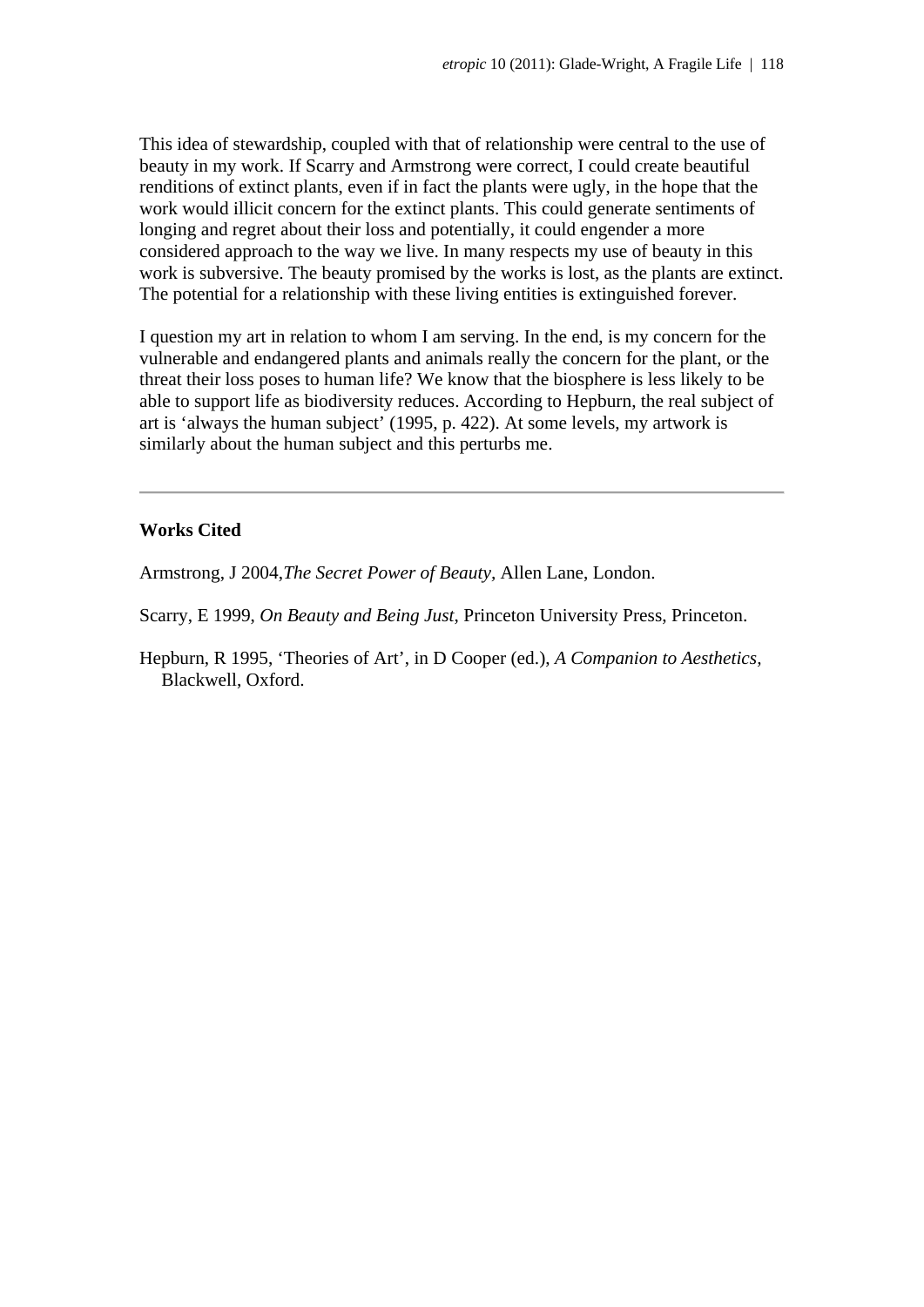This idea of stewardship, coupled with that of relationship were central to the use of beauty in my work. If Scarry and Armstrong were correct, I could create beautiful renditions of extinct plants, even if in fact the plants were ugly, in the hope that the work would illicit concern for the extinct plants. This could generate sentiments of longing and regret about their loss and potentially, it could engender a more considered approach to the way we live. In many respects my use of beauty in this work is subversive. The beauty promised by the works is lost, as the plants are extinct. The potential for a relationship with these living entities is extinguished forever.

I question my art in relation to whom I am serving. In the end, is my concern for the vulnerable and endangered plants and animals really the concern for the plant, or the threat their loss poses to human life? We know that the biosphere is less likely to be able to support life as biodiversity reduces. According to Hepburn, the real subject of art is 'always the human subject' (1995, p. 422). At some levels, my artwork is similarly about the human subject and this perturbs me.

---

**Works Cited**

Armstrong, J 2004,*The Secret Power of Beauty*, Allen Lane, London.

Scarry, E 1999, *On Beauty and Being Just*, Princeton University Press, Princeton.

Hepburn, R 1995, 'Theories of Art', in D Cooper (ed.), *A Companion to Aesthetics*, Blackwell, Oxford.